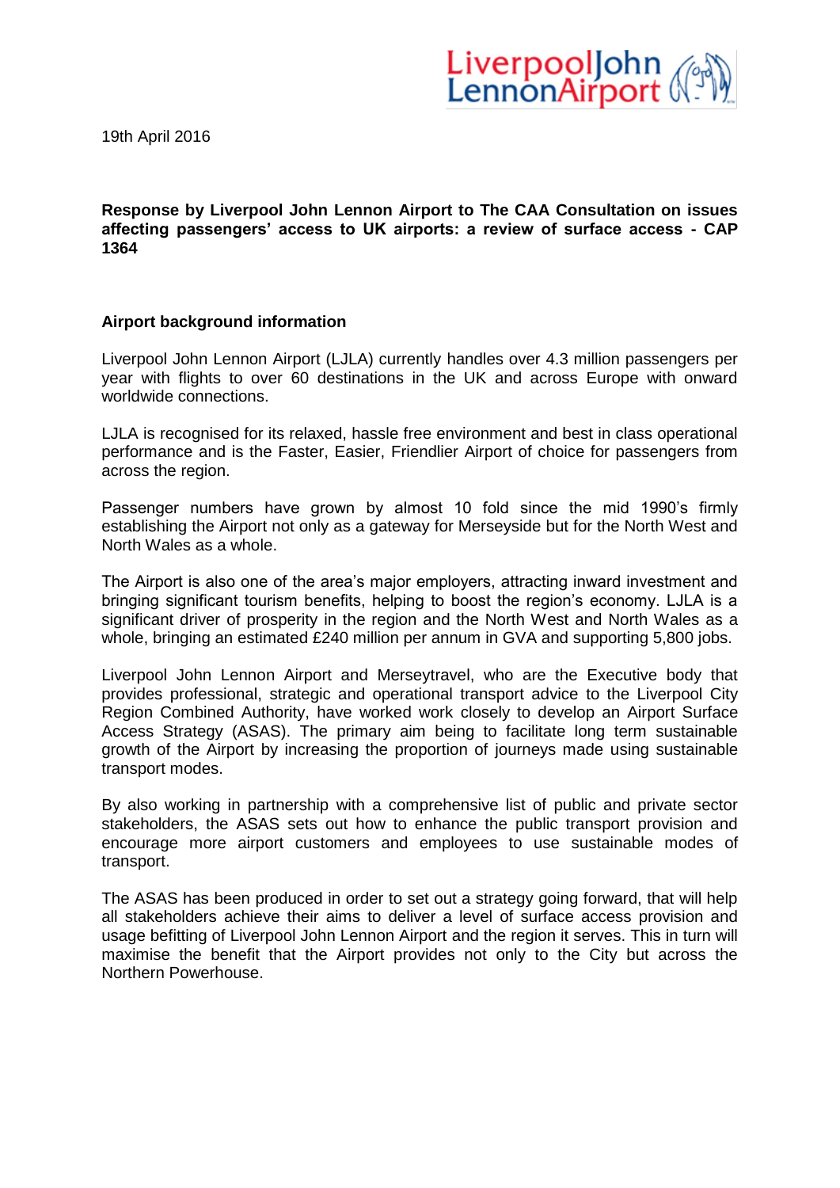19th April 2016

**Response by Liverpool John Lennon Airport to The CAA Consultation on issues affecting passengers' access to UK airports: a review of surface access - CAP 1364**

## Airport background information

Liverpool John Lennon Airport (LJLA) currently handles over 4.3 million passengers per year with flights to over 60 destinations in the UK and across Europe with onward worldwide connections.

LJLA is recognised for its relaxed, hassle free environment and best in class operational performance and is the Faster, Easier, Friendlier Airport of choice for passengers from across the region.

Passenger numbers have grown by almost 10 fold since the mid 1990's firmly establishing the Airport not only as a gateway for Merseyside but for the North West and North Wales as a whole.

The Airport is also one of the area's major employers, attracting inward investment and bringing significant tourism benefits, helping to boost the region's economy. LJLA is a significant driver of prosperity in the region and the North West and North Wales as a whole, bringing an estimated £240 million per annum in GVA and supporting 5,800 jobs.

Liverpool John Lennon Airport and Merseytravel, who are the Executive body that provides professional, strategic and operational transport advice to the Liverpool City Region Combined Authority, have worked work closely to develop an Airport Surface Access Strategy (ASAS). The primary aim being to facilitate long term sustainable growth of the Airport by increasing the proportion of journeys made using sustainable transport modes.

By also working in partnership with a comprehensive list of public and private sector stakeholders, the ASAS sets out how to enhance the public transport provision and encourage more airport customers and employees to use sustainable modes of transport.

The ASAS has been produced in order to set out a strategy going forward, that will help all stakeholders achieve their aims to deliver a level of surface access provision and usage befitting of Liverpool John Lennon Airport and the region it serves. This in turn will maximise the benefit that the Airport provides not only to the City but across the Northern Powerhouse.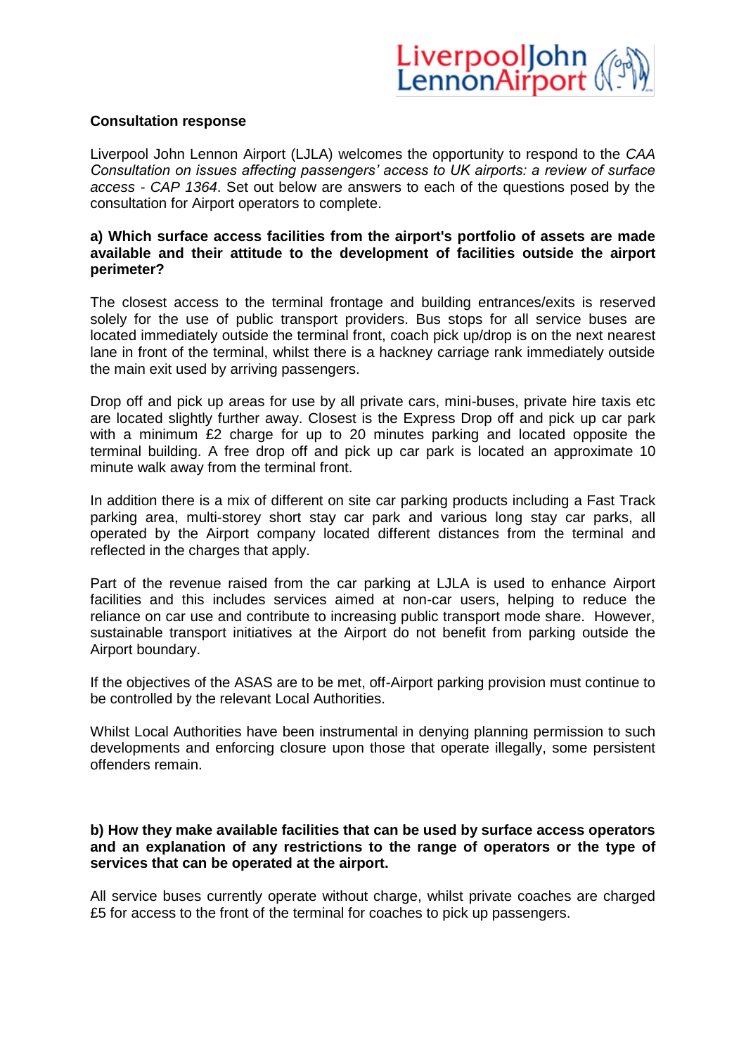**Consultation response**

Liverpool John Lennon Airport (LJLA) welcomes the opportunity to respond to the *CAA Consultation on issues affecting passengers' access to UK airports: a review of surface access - CAP 1364*. Set out below are answers to each of the questions posed by the consultation for Airport operators to complete.

**a) Which surface access facilities from the airport's portfolio of assets are made available and their attitude to the development of facilities outside the airport perimeter?**

The closest access to the terminal frontage and building entrances/exits is reserved solely for the use of public transport providers. Bus stops for all service buses are located immediately outside the terminal front, coach pick up/drop is on the next nearest lane in front of the terminal, whilst there is a hackney carriage rank immediately outside the main exit used by arriving passengers.

Drop off and pick up areas for use by all private cars, mini-buses, private hire taxis etc are located slightly further away. Closest is the Express Drop off and pick up car park with a minimum £2 charge for up to 20 minutes parking and located opposite the terminal building. A free drop off and pick up car park is located an approximate 10 minute walk away from the terminal front.

In addition there is a mix of different on site car parking products including a Fast Track parking area, multi-storey short stay car park and various long stay car parks, all operated by the Airport company located different distances from the terminal and reflected in the charges that apply.

Part of the revenue raised from the car parking at LJLA is used to enhance Airport facilities and this includes services aimed at non-car users, helping to reduce the reliance on car use and contribute to increasing public transport mode share. However, sustainable transport initiatives at the Airport do not benefit from parking outside the Airport boundary.

If the objectives of the ASAS are to be met, off-Airport parking provision must continue to be controlled by the relevant Local Authorities.

Whilst Local Authorities have been instrumental in denying planning permission to such developments and enforcing closure upon those that operate illegally, some persistent offenders remain.

**b) How they make available facilities that can be used by surface access operators and an explanation of any restrictions to the range of operators or the type of services that can be operated at the airport.**

All service buses currently operate without charge, whilst private coaches are charged £5 for access to the front of the terminal for coaches to pick up passengers.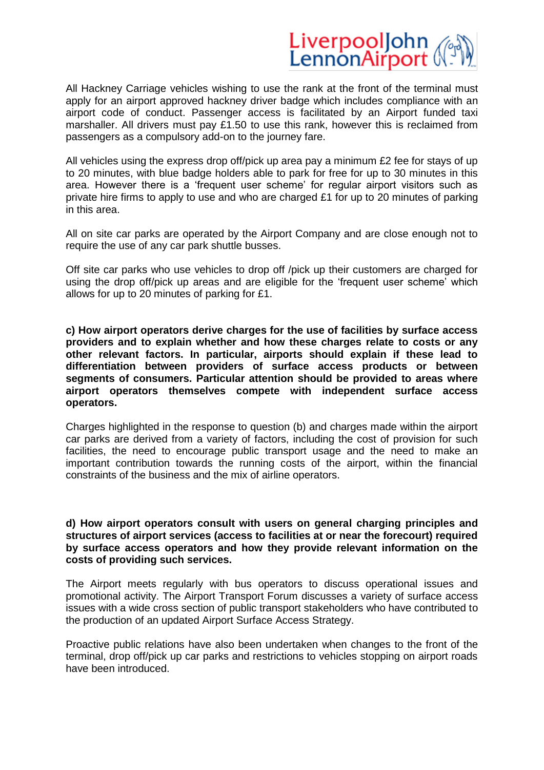All Hackney Carriage vehicles wishing to use the rank at the front of the terminal must apply for an airport approved hackney driver badge which includes compliance with an airport code of conduct. Passenger access is facilitated by an Airport funded taxi marshaller. All drivers must pay £1.50 to use this rank, however this is reclaimed from passengers as a compulsory add-on to the journey fare.

All vehicles using the express drop off/pick up area pay a minimum £2 fee for stays of up to 20 minutes, with blue badge holders able to park for free for up to 30 minutes in this area. However there is a 'frequent user scheme' for regular airport visitors such as private hire firms to apply to use and who are charged £1 for up to 20 minutes of parking in this area.

All on site car parks are operated by the Airport Company and are close enough not to require the use of any car park shuttle busses.

Off site car parks who use vehicles to drop off /pick up their customers are charged for using the drop off/pick up areas and are eligible for the 'frequent user scheme' which allows for up to 20 minutes of parking for £1.

**c) How airport operators derive charges for the use of facilities by surface access providers and to explain whether and how these charges relate to costs or any other relevant factors. In particular, airports should explain if these lead to differentiation between providers of surface access products or between segments of consumers. Particular attention should be provided to areas where airport operators themselves compete with independent surface access operators.**

Charges highlighted in the response to question (b) and charges made within the airport car parks are derived from a variety of factors, including the cost of provision for such facilities, the need to encourage public transport usage and the need to make an important contribution towards the running costs of the airport, within the financial constraints of the business and the mix of airline operators.

**d) How airport operators consult with users on general charging principles and structures of airport services (access to facilities at or near the forecourt) required by surface access operators and how they provide relevant information on the costs of providing such services.**

The Airport meets regularly with bus operators to discuss operational issues and promotional activity. The Airport Transport Forum discusses a variety of surface access issues with a wide cross section of public transport stakeholders who have contributed to the production of an updated Airport Surface Access Strategy.

Proactive public relations have also been undertaken when changes to the front of the terminal, drop off/pick up car parks and restrictions to vehicles stopping on airport roads have been introduced.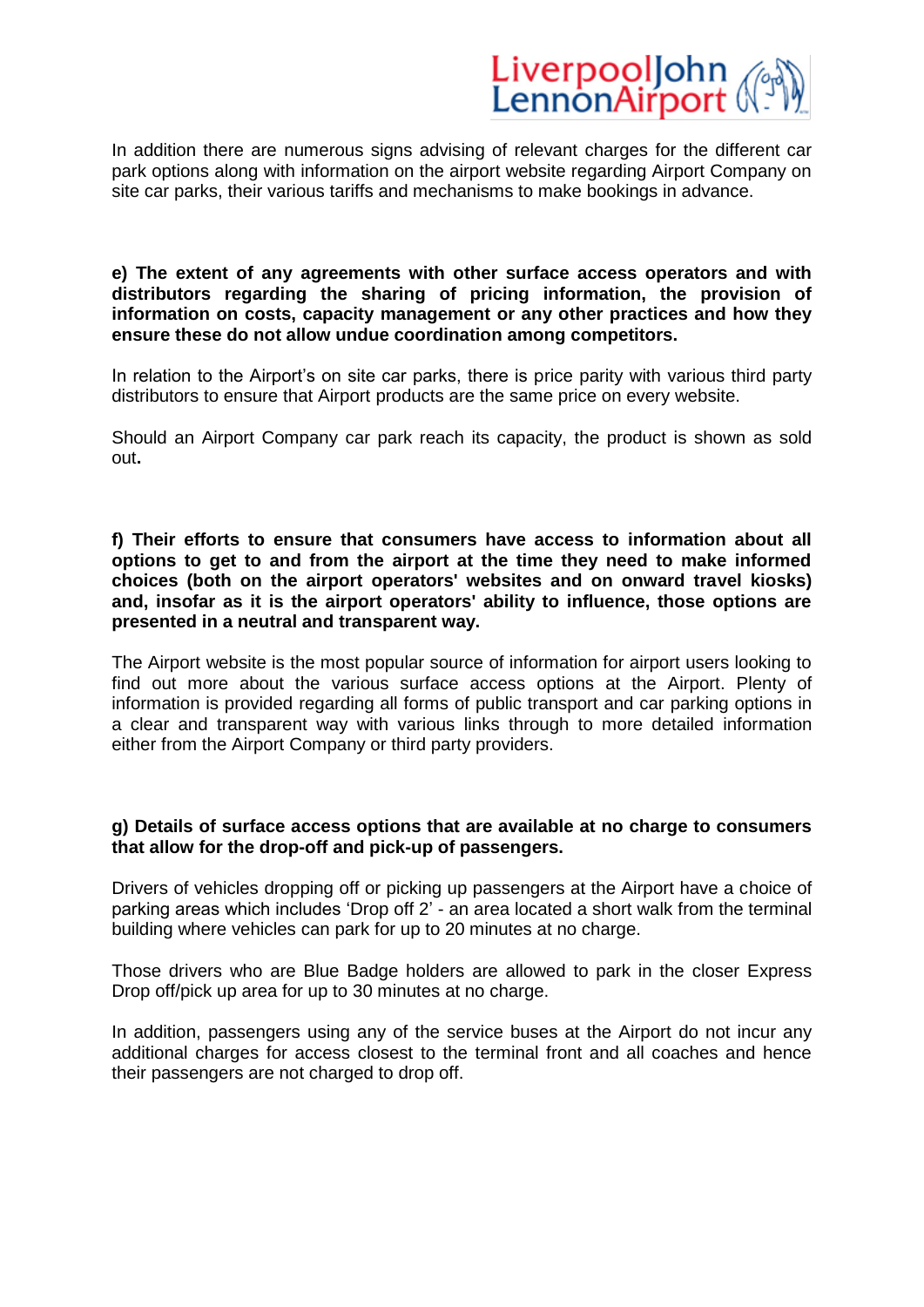In addition there are numerous signs advising of relevant charges for the different car park options along with information on the airport website regarding Airport Company on site car parks, their various tariffs and mechanisms to make bookings in advance.

**e) The extent of any agreements with other surface access operators and with distributors regarding the sharing of pricing information, the provision of information on costs, capacity management or any other practices and how they ensure these do not allow undue coordination among competitors.**

In relation to the Airport's on site car parks, there is price parity with various third party distributors to ensure that Airport products are the same price on every website.

Should an Airport Company car park reach its capacity, the product is shown as sold out**.**

**f) Their efforts to ensure that consumers have access to information about all options to get to and from the airport at the time they need to make informed choices (both on the airport operators' websites and on onward travel kiosks) and, insofar as it is the airport operators' ability to influence, those options are presented in a neutral and transparent way.**

The Airport website is the most popular source of information for airport users looking to find out more about the various surface access options at the Airport. Plenty of information is provided regarding all forms of public transport and car parking options in a clear and transparent way with various links through to more detailed information either from the Airport Company or third party providers.

**g) Details of surface access options that are available at no charge to consumers that allow for the drop-off and pick-up of passengers.**

Drivers of vehicles dropping off or picking up passengers at the Airport have a choice of parking areas which includes 'Drop off 2' - an area located a short walk from the terminal building where vehicles can park for up to 20 minutes at no charge.

Those drivers who are Blue Badge holders are allowed to park in the closer Express Drop off/pick up area for up to 30 minutes at no charge.

In addition, passengers using any of the service buses at the Airport do not incur any additional charges for access closest to the terminal front and all coaches and hence their passengers are not charged to drop off.